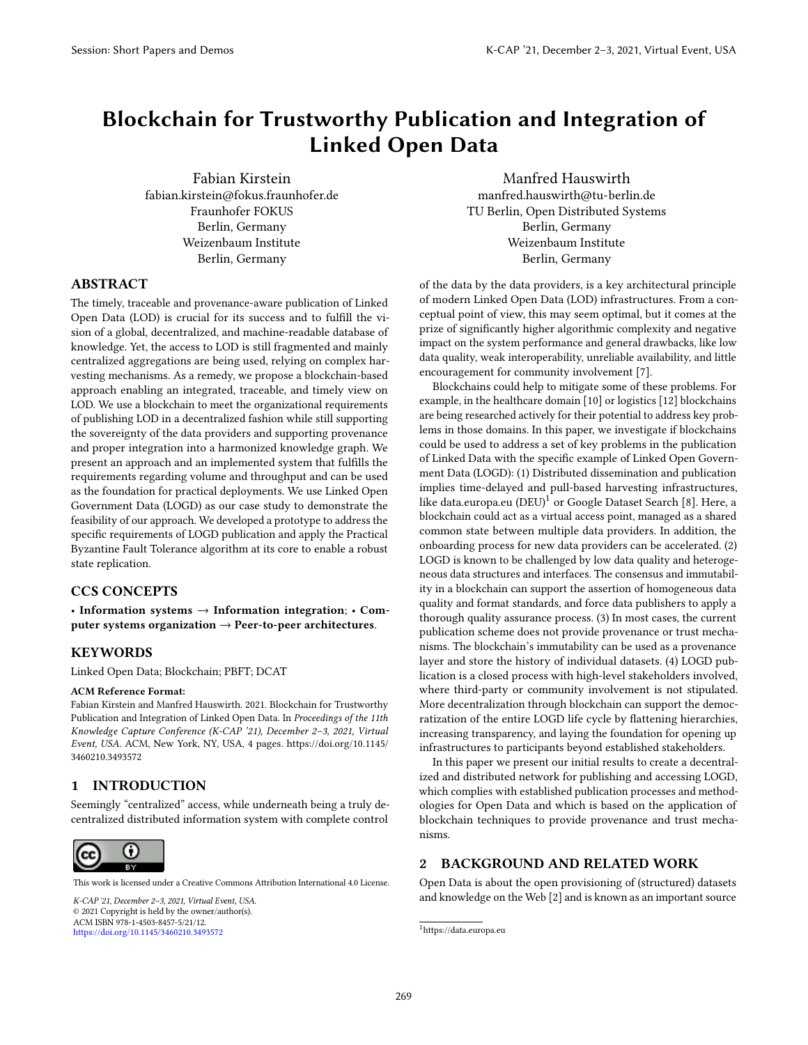# Blockchain for Trustworthy Publication and Integration of Linked Open Data

Fabian Kirstein
fabian.kirstein@fokus.fraunhofer.de
Fraunhofer FOKUS
Berlin, Germany
Weizenbaum Institute
Berlin, Germany

Manfred Hauswirth
manfred.hauswirth@tu-berlin.de
TU Berlin, Open Distributed Systems
Berlin, Germany
Weizenbaum Institute
Berlin, Germany

## ABSTRACT

The timely, traceable and provenance-aware publication of Linked Open Data (LOD) is crucial for its success and to fulfill the vision of a global, decentralized, and machine-readable database of knowledge. Yet, the access to LOD is still fragmented and mainly centralized aggregations are being used, relying on complex harvesting mechanisms. As a remedy, we propose a blockchain-based approach enabling an integrated, traceable, and timely view on LOD. We use a blockchain to meet the organizational requirements of publishing LOD in a decentralized fashion while still supporting the sovereignty of the data providers and supporting provenance and proper integration into a harmonized knowledge graph. We present an approach and an implemented system that fulfills the requirements regarding volume and throughput and can be used as the foundation for practical deployments. We use Linked Open Government Data (LOGD) as our case study to demonstrate the feasibility of our approach. We developed a prototype to address the specific requirements of LOGD publication and apply the Practical Byzantine Fault Tolerance algorithm at its core to enable a robust state replication.

## CCS CONCEPTS

• **Information systems** → **Information integration**; • **Computer systems organization** → **Peer-to-peer architectures**.

## KEYWORDS

Linked Open Data; Blockchain; PBFT; DCAT

**ACM Reference Format:**

Fabian Kirstein and Manfred Hauswirth. 2021. Blockchain for Trustworthy Publication and Integration of Linked Open Data. In *Proceedings of the 11th Knowledge Capture Conference (K-CAP '21), December 2–3, 2021, Virtual Event, USA.* ACM, New York, NY, USA, 4 pages. https://doi.org/10.1145/3460210.3493572

## 1 INTRODUCTION

Seemingly "centralized" access, while underneath being a truly decentralized distributed information system with complete control of the data by the data providers, is a key architectural principle of modern Linked Open Data (LOD) infrastructures. From a conceptual point of view, this may seem optimal, but it comes at the prize of significantly higher algorithmic complexity and negative impact on the system performance and general drawbacks, like low data quality, weak interoperability, unreliable availability, and little encouragement for community involvement [7].

Blockchains could help to mitigate some of these problems. For example, in the healthcare domain [10] or logistics [12] blockchains are being researched actively for their potential to address key problems in those domains. In this paper, we investigate if blockchains could be used to address a set of key problems in the publication of Linked Data with the specific example of Linked Open Government Data (LOGD): (1) Distributed dissemination and publication implies time-delayed and pull-based harvesting infrastructures, like data.europa.eu (DEU)[1] or Google Dataset Search [8]. Here, a blockchain could act as a virtual access point, managed as a shared common state between multiple data providers. In addition, the onboarding process for new data providers can be accelerated. (2) LOGD is known to be challenged by low data quality and heterogeneous data structures and interfaces. The consensus and immutability in a blockchain can support the assertion of homogeneous data quality and format standards, and force data publishers to apply a thorough quality assurance process. (3) In most cases, the current publication scheme does not provide provenance or trust mechanisms. The blockchain's immutability can be used as a provenance layer and store the history of individual datasets. (4) LOGD publication is a closed process with high-level stakeholders involved, where third-party or community involvement is not stipulated. More decentralization through blockchain can support the democratization of the entire LOGD life cycle by flattening hierarchies, increasing transparency, and laying the foundation for opening up infrastructures to participants beyond established stakeholders.

In this paper we present our initial results to create a decentralized and distributed network for publishing and accessing LOGD, which complies with established publication processes and methodologies for Open Data and which is based on the application of blockchain techniques to provide provenance and trust mechanisms.

## 2 BACKGROUND AND RELATED WORK

Open Data is about the open provisioning of (structured) datasets and knowledge on the Web [2] and is known as an important source

[1] https://data.europa.eu

This work is licensed under a Creative Commons Attribution International 4.0 License.

*K-CAP '21, December 2–3, 2021, Virtual Event, USA.*
© 2021 Copyright is held by the owner/author(s).
ACM ISBN 978-1-4503-8457-5/21/12.
https://doi.org/10.1145/3460210.3493572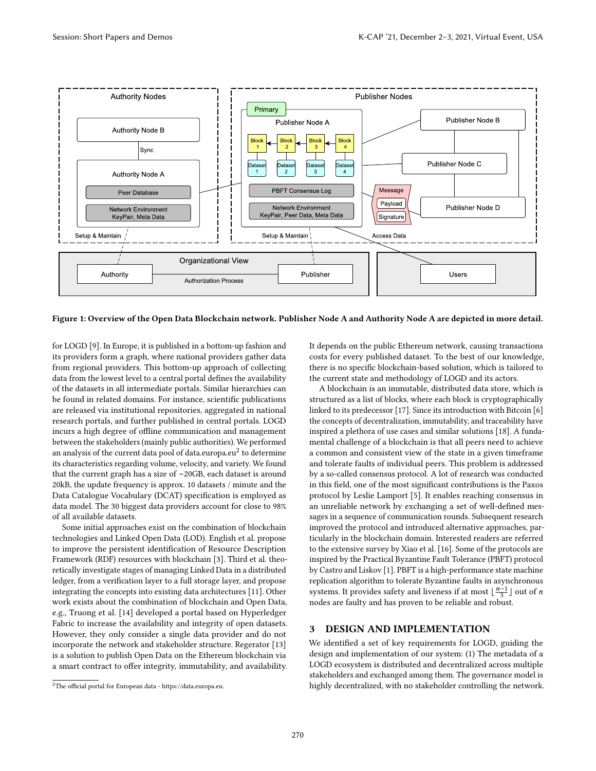Figure 1: Overview of the Open Data Blockchain network. Publisher Node A and Authority Node A are depicted in more detail.

for LOGD [9]. In Europe, it is published in a bottom-up fashion and its providers form a graph, where national providers gather data from regional providers. This bottom-up approach of collecting data from the lowest level to a central portal defines the availability of the datasets in all intermediate portals. Similar hierarchies can be found in related domains. For instance, scientific publications are released via institutional repositories, aggregated in national research portals, and further published in central portals. LOGD incurs a high degree of offline communication and management between the stakeholders (mainly public authorities). We performed an analysis of the current data pool of data.europa.eu[2] to determine its characteristics regarding volume, velocity, and variety. We found that the current graph has a size of ~20GB, each dataset is around 20kB, the update frequency is approx. 10 datasets / minute and the Data Catalogue Vocabulary (DCAT) specification is employed as data model. The 30 biggest data providers account for close to 98% of all available datasets.

Some initial approaches exist on the combination of blockchain technologies and Linked Open Data (LOD). English et al. propose to improve the persistent identification of Resource Description Framework (RDF) resources with blockchain [3]. Third et al. theoretically investigate stages of managing Linked Data in a distributed ledger, from a verification layer to a full storage layer, and propose integrating the concepts into existing data architectures [11]. Other work exists about the combination of blockchain and Open Data, e.g., Truong et al. [14] developed a portal based on Hyperledger Fabric to increase the availability and integrity of open datasets. However, they only consider a single data provider and do not incorporate the network and stakeholder structure. Regerator [13] is a solution to publish Open Data on the Ethereum blockchain via a smart contract to offer integrity, immutability, and availability. It depends on the public Ethereum network, causing transactions costs for every published dataset. To the best of our knowledge, there is no specific blockchain-based solution, which is tailored to the current state and methodology of LOGD and its actors.

A blockchain is an immutable, distributed data store, which is structured as a list of blocks, where each block is cryptographically linked to its predecessor [17]. Since its introduction with Bitcoin [6] the concepts of decentralization, immutability, and traceability have inspired a plethora of use cases and similar solutions [18]. A fundamental challenge of a blockchain is that all peers need to achieve a common and consistent view of the state in a given timeframe and tolerate faults of individual peers. This problem is addressed by a so-called consensus protocol. A lot of research was conducted in this field, one of the most significant contributions is the Paxos protocol by Leslie Lamport [5]. It enables reaching consensus in an unreliable network by exchanging a set of well-defined messages in a sequence of communication rounds. Subsequent research improved the protocol and introduced alternative approaches, particularly in the blockchain domain. Interested readers are referred to the extensive survey by Xiao et al. [16]. Some of the protocols are inspired by the Practical Byzantine Fault Tolerance (PBFT) protocol by Castro and Liskov [1]. PBFT is a high-performance state machine replication algorithm to tolerate Byzantine faults in asynchronous systems. It provides safety and liveness if at most $\lfloor \frac{n-1}{3} \rfloor$ out of $n$ nodes are faulty and has proven to be reliable and robust.

## 3 DESIGN AND IMPLEMENTATION

We identified a set of key requirements for LOGD, guiding the design and implementation of our system: (1) The metadata of a LOGD ecosystem is distributed and decentralized across multiple stakeholders and exchanged among them. The governance model is highly decentralized, with no stakeholder controlling the network.

[2] The official portal for European data - https://data.europa.eu.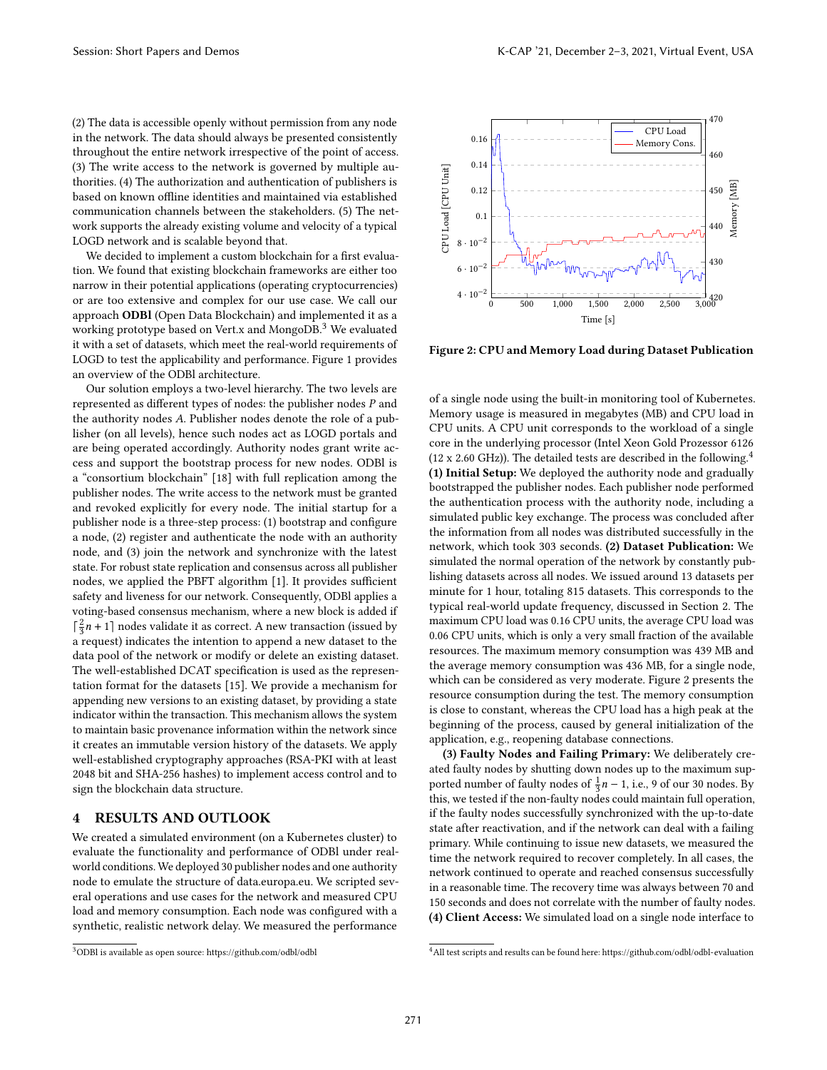(2) The data is accessible openly without permission from any node in the network. The data should always be presented consistently throughout the entire network irrespective of the point of access. (3) The write access to the network is governed by multiple authorities. (4) The authorization and authentication of publishers is based on known offline identities and maintained via established communication channels between the stakeholders. (5) The network supports the already existing volume and velocity of a typical LOGD network and is scalable beyond that.

We decided to implement a custom blockchain for a first evaluation. We found that existing blockchain frameworks are either too narrow in their potential applications (operating cryptocurrencies) or are too extensive and complex for our use case. We call our approach **ODBl** (Open Data Blockchain) and implemented it as a working prototype based on Vert.x and MongoDB.[3] We evaluated it with a set of datasets, which meet the real-world requirements of LOGD to test the applicability and performance. Figure 1 provides an overview of the ODBl architecture.

Our solution employs a two-level hierarchy. The two levels are represented as different types of nodes: the publisher nodes $P$ and the authority nodes $A$. Publisher nodes denote the role of a publisher (on all levels), hence such nodes act as LOGD portals and are being operated accordingly. Authority nodes grant write access and support the bootstrap process for new nodes. ODBl is a "consortium blockchain" [18] with full replication among the publisher nodes. The write access to the network must be granted and revoked explicitly for every node. The initial startup for a publisher node is a three-step process: (1) bootstrap and configure a node, (2) register and authenticate the node with an authority node, and (3) join the network and synchronize with the latest state. For robust state replication and consensus across all publisher nodes, we applied the PBFT algorithm [1]. It provides sufficient safety and liveness for our network. Consequently, ODBl applies a voting-based consensus mechanism, where a new block is added if $\lceil \frac{2}{3}n + 1 \rceil$ nodes validate it as correct. A new transaction (issued by a request) indicates the intention to append a new dataset to the data pool of the network or modify or delete an existing dataset. The well-established DCAT specification is used as the representation format for the datasets [15]. We provide a mechanism for appending new versions to an existing dataset, by providing a state indicator within the transaction. This mechanism allows the system to maintain basic provenance information within the network since it creates an immutable version history of the datasets. We apply well-established cryptography approaches (RSA-PKI with at least 2048 bit and SHA-256 hashes) to implement access control and to sign the blockchain data structure.

## 4 RESULTS AND OUTLOOK

We created a simulated environment (on a Kubernetes cluster) to evaluate the functionality and performance of ODBl under real-world conditions. We deployed 30 publisher nodes and one authority node to emulate the structure of data.europa.eu. We scripted several operations and use cases for the network and measured CPU load and memory consumption. Each node was configured with a synthetic, realistic network delay. We measured the performance of a single node using the built-in monitoring tool of Kubernetes. Memory usage is measured in megabytes (MB) and CPU load in CPU units. A CPU unit corresponds to the workload of a single core in the underlying processor (Intel Xeon Gold Prozessor 6126 (12 x 2.60 GHz)). The detailed tests are described in the following.[4]

**Figure 2: CPU and Memory Load during Dataset Publication**

**(1) Initial Setup:** We deployed the authority node and gradually bootstrapped the publisher nodes. Each publisher node performed the authentication process with the authority node, including a simulated public key exchange. The process was concluded after the information from all nodes was distributed successfully in the network, which took 303 seconds. **(2) Dataset Publication:** We simulated the normal operation of the network by constantly publishing datasets across all nodes. We issued around 13 datasets per minute for 1 hour, totaling 815 datasets. This corresponds to the typical real-world update frequency, discussed in Section 2. The maximum CPU load was 0.16 CPU units, the average CPU load was 0.06 CPU units, which is only a very small fraction of the available resources. The maximum memory consumption was 439 MB and the average memory consumption was 436 MB, for a single node, which can be considered as very moderate. Figure 2 presents the resource consumption during the test. The memory consumption is close to constant, whereas the CPU load has a high peak at the beginning of the process, caused by general initialization of the application, e.g., reopening database connections.

**(3) Faulty Nodes and Failing Primary:** We deliberately created faulty nodes by shutting down nodes up to the maximum supported number of faulty nodes of $\frac{1}{3}n - 1$, i.e., 9 of our 30 nodes. By this, we tested if the non-faulty nodes could maintain full operation, if the faulty nodes successfully synchronized with the up-to-date state after reactivation, and if the network can deal with a failing primary. While continuing to issue new datasets, we measured the time the network required to recover completely. In all cases, the network continued to operate and reached consensus successfully in a reasonable time. The recovery time was always between 70 and 150 seconds and does not correlate with the number of faulty nodes. **(4) Client Access:** We simulated load on a single node interface to

---

[3] ODBl is available as open source: https://github.com/odbl/odbl

[4] All test scripts and results can be found here: https://github.com/odbl/odbl-evaluation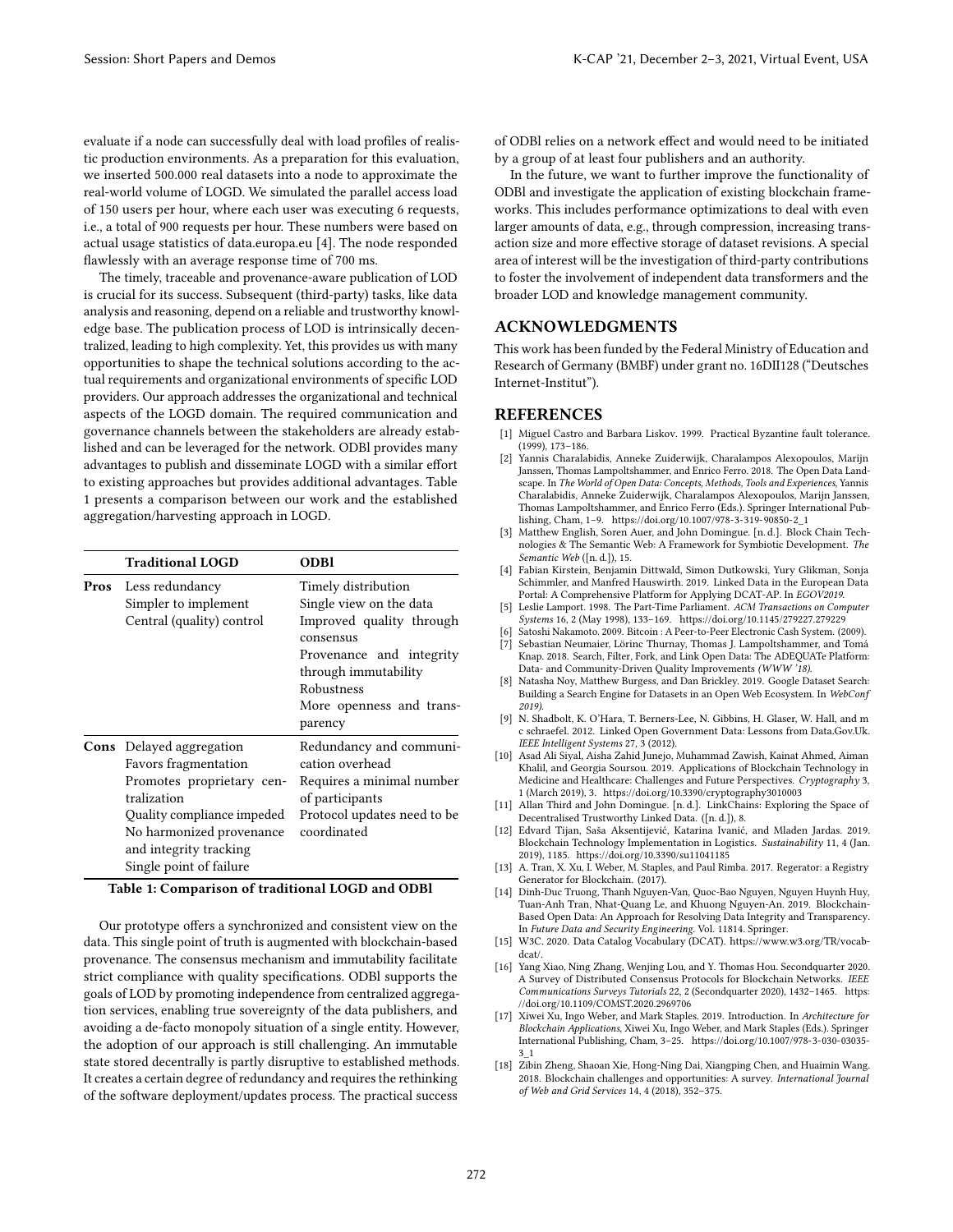evaluate if a node can successfully deal with load profiles of realistic production environments. As a preparation for this evaluation, we inserted 500.000 real datasets into a node to approximate the real-world volume of LOGD. We simulated the parallel access load of 150 users per hour, where each user was executing 6 requests, i.e., a total of 900 requests per hour. These numbers were based on actual usage statistics of data.europa.eu [4]. The node responded flawlessly with an average response time of 700 ms.

The timely, traceable and provenance-aware publication of LOD is crucial for its success. Subsequent (third-party) tasks, like data analysis and reasoning, depend on a reliable and trustworthy knowledge base. The publication process of LOD is intrinsically decentralized, leading to high complexity. Yet, this provides us with many opportunities to shape the technical solutions according to the actual requirements and organizational environments of specific LOD providers. Our approach addresses the organizational and technical aspects of the LOGD domain. The required communication and governance channels between the stakeholders are already established and can be leveraged for the network. ODBl provides many advantages to publish and disseminate LOGD with a similar effort to existing approaches but provides additional advantages. Table 1 presents a comparison between our work and the established aggregation/harvesting approach in LOGD.

| | **Traditional LOGD** | **ODBl** |
|---|---|---|
| **Pros** | Less redundancy<br>Simpler to implement<br>Central (quality) control | Timely distribution<br>Single view on the data<br>Improved quality through consensus<br>Provenance and integrity through immutability<br>Robustness<br>More openness and transparency |
| **Cons** | Delayed aggregation<br>Favors fragmentation<br>Promotes proprietary centralization<br>Quality compliance impeded<br>No harmonized provenance and integrity tracking<br>Single point of failure | Redundancy and communication overhead<br>Requires a minimal number of participants<br>Protocol updates need to be coordinated |

**Table 1: Comparison of traditional LOGD and ODBl**

Our prototype offers a synchronized and consistent view on the data. This single point of truth is augmented with blockchain-based provenance. The consensus mechanism and immutability facilitate strict compliance with quality specifications. ODBl supports the goals of LOD by promoting independence from centralized aggregation services, enabling true sovereignty of the data publishers, and avoiding a de-facto monopoly situation of a single entity. However, the adoption of our approach is still challenging. An immutable state stored decentrally is partly disruptive to established methods. It creates a certain degree of redundancy and requires the rethinking of the software deployment/updates process. The practical success of ODBl relies on a network effect and would need to be initiated by a group of at least four publishers and an authority.

In the future, we want to further improve the functionality of ODBl and investigate the application of existing blockchain frameworks. This includes performance optimizations to deal with even larger amounts of data, e.g., through compression, increasing transaction size and more effective storage of dataset revisions. A special area of interest will be the investigation of third-party contributions to foster the involvement of independent data transformers and the broader LOD and knowledge management community.

## ACKNOWLEDGMENTS

This work has been funded by the Federal Ministry of Education and Research of Germany (BMBF) under grant no. 16DII128 ("Deutsches Internet-Institut").

## REFERENCES

- [1] Miguel Castro and Barbara Liskov. 1999. Practical Byzantine fault tolerance. (1999), 173–186.
- [2] Yannis Charalabidis, Anneke Zuiderwijk, Charalampos Alexopoulos, Marijn Janssen, Thomas Lampoltshammer, and Enrico Ferro. 2018. The Open Data Landscape. In *The World of Open Data: Concepts, Methods, Tools and Experiences*, Yannis Charalabidis, Anneke Zuiderwijk, Charalampos Alexopoulos, Marijn Janssen, Thomas Lampoltshammer, and Enrico Ferro (Eds.). Springer International Publishing, Cham, 1–9. https://doi.org/10.1007/978-3-319-90850-2_1
- [3] Matthew English, Soren Auer, and John Domingue. [n. d.]. Block Chain Technologies & The Semantic Web: A Framework for Symbiotic Development. *The Semantic Web* ([n. d.]), 15.
- [4] Fabian Kirstein, Benjamin Dittwald, Simon Dutkowski, Yury Glikman, Sonja Schimmler, and Manfred Hauswirth. 2019. Linked Data in the European Data Portal: A Comprehensive Platform for Applying DCAT-AP. In *EGOV2019*.
- [5] Leslie Lamport. 1998. The Part-Time Parliament. *ACM Transactions on Computer Systems* 16, 2 (May 1998), 133–169. https://doi.org/10.1145/279227.279229
- [6] Satoshi Nakamoto. 2009. Bitcoin : A Peer-to-Peer Electronic Cash System. (2009).
- [7] Sebastian Neumaier, Lörinc Thurnay, Thomas J. Lampoltshammer, and Tomá Knap. 2018. Search, Filter, Fork, and Link Open Data: The ADEQUATe Platform: Data- and Community-Driven Quality Improvements *(WWW '18)*.
- [8] Natasha Noy, Matthew Burgess, and Dan Brickley. 2019. Google Dataset Search: Building a Search Engine for Datasets in an Open Web Ecosystem. In *WebConf 2019)*.
- [9] N. Shadbolt, K. O'Hara, T. Berners-Lee, N. Gibbins, H. Glaser, W. Hall, and m c schraefel. 2012. Linked Open Government Data: Lessons from Data.Gov.Uk. *IEEE Intelligent Systems* 27, 3 (2012).
- [10] Asad Ali Siyal, Aisha Zahid Junejo, Muhammad Zawish, Kainat Ahmed, Aiman Khalil, and Georgia Soursou. 2019. Applications of Blockchain Technology in Medicine and Healthcare: Challenges and Future Perspectives. *Cryptography* 3, 1 (March 2019), 3. https://doi.org/10.3390/cryptography3010003
- [11] Allan Third and John Domingue. [n. d.]. LinkChains: Exploring the Space of Decentralised Trustworthy Linked Data. ([n. d.]), 8.
- [12] Edvard Tijan, Saša Aksentijević, Katarina Ivanić, and Mladen Jardas. 2019. Blockchain Technology Implementation in Logistics. *Sustainability* 11, 4 (Jan. 2019), 1185. https://doi.org/10.3390/su11041185
- [13] A. Tran, X. Xu, I. Weber, M. Staples, and Paul Rimba. 2017. Regerator: a Registry Generator for Blockchain. (2017).
- [14] Dinh-Duc Truong, Thanh Nguyen-Van, Quoc-Bao Nguyen, Nguyen Huynh Huy, Tuan-Anh Tran, Nhat-Quang Le, and Khuong Nguyen-An. 2019. Blockchain-Based Open Data: An Approach for Resolving Data Integrity and Transparency. In *Future Data and Security Engineering*. Vol. 11814. Springer.
- [15] W3C. 2020. Data Catalog Vocabulary (DCAT). https://www.w3.org/TR/vocab-dcat/.
- [16] Yang Xiao, Ning Zhang, Wenjing Lou, and Y. Thomas Hou. Secondquarter 2020. A Survey of Distributed Consensus Protocols for Blockchain Networks. *IEEE Communications Surveys Tutorials* 22, 2 (Secondquarter 2020), 1432–1465. https://doi.org/10.1109/COMST.2020.2969706
- [17] Xiwei Xu, Ingo Weber, and Mark Staples. 2019. Introduction. In *Architecture for Blockchain Applications*, Xiwei Xu, Ingo Weber, and Mark Staples (Eds.). Springer International Publishing, Cham, 3–25. https://doi.org/10.1007/978-3-030-03035-3_1
- [18] Zibin Zheng, Shaoan Xie, Hong-Ning Dai, Xiangping Chen, and Huaimin Wang. 2018. Blockchain challenges and opportunities: A survey. *International Journal of Web and Grid Services* 14, 4 (2018), 352–375.